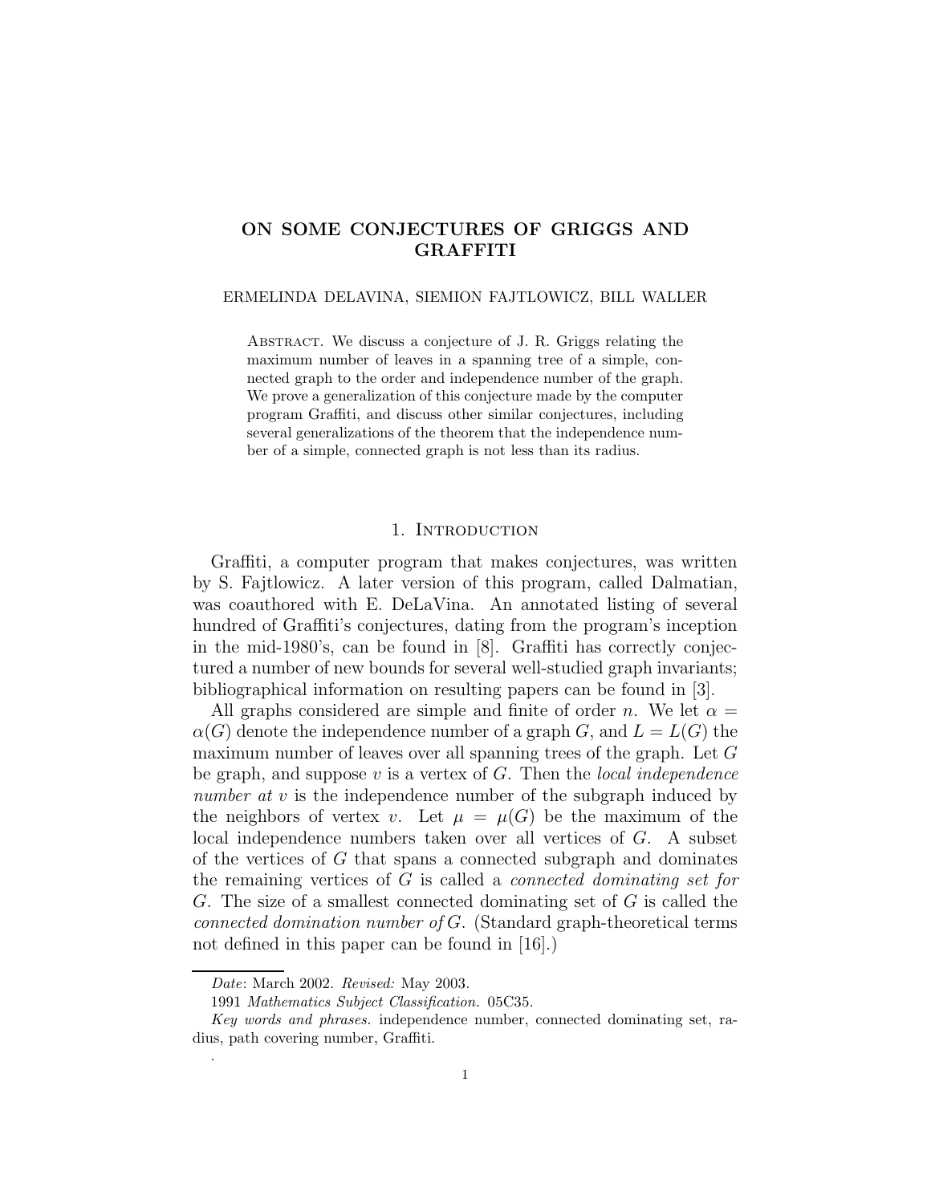# ON SOME CONJECTURES OF GRIGGS AND GRAFFITI

ERMELINDA DELAVINA, SIEMION FAJTLOWICZ, BILL WALLER

Abstract. We discuss a conjecture of J. R. Griggs relating the maximum number of leaves in a spanning tree of a simple, connected graph to the order and independence number of the graph. We prove a generalization of this conjecture made by the computer program Graffiti, and discuss other similar conjectures, including several generalizations of the theorem that the independence number of a simple, connected graph is not less than its radius.

## 1. Introduction

Graffiti, a computer program that makes conjectures, was written by S. Fajtlowicz. A later version of this program, called Dalmatian, was coauthored with E. DeLaVina. An annotated listing of several hundred of Graffiti's conjectures, dating from the program's inception in the mid-1980's, can be found in [8]. Graffiti has correctly conjectured a number of new bounds for several well-studied graph invariants; bibliographical information on resulting papers can be found in [3].

All graphs considered are simple and finite of order $n$. We let $\alpha = \alpha(G)$ denote the independence number of a graph $G$, and $L = L(G)$ the maximum number of leaves over all spanning trees of the graph. Let $G$ be graph, and suppose $v$ is a vertex of $G$. Then the *local independence number at $v$* is the independence number of the subgraph induced by the neighbors of vertex $v$. Let $\mu = \mu(G)$ be the maximum of the local independence numbers taken over all vertices of $G$. A subset of the vertices of $G$ that spans a connected subgraph and dominates the remaining vertices of $G$ is called a *connected dominating set for $G$*. The size of a smallest connected dominating set of $G$ is called the *connected domination number of $G$*. (Standard graph-theoretical terms not defined in this paper can be found in [16].)

*Date*: March 2002. *Revised:* May 2003.

1991 *Mathematics Subject Classification.* 05C35.

*Key words and phrases.* independence number, connected dominating set, radius, path covering number, Graffiti.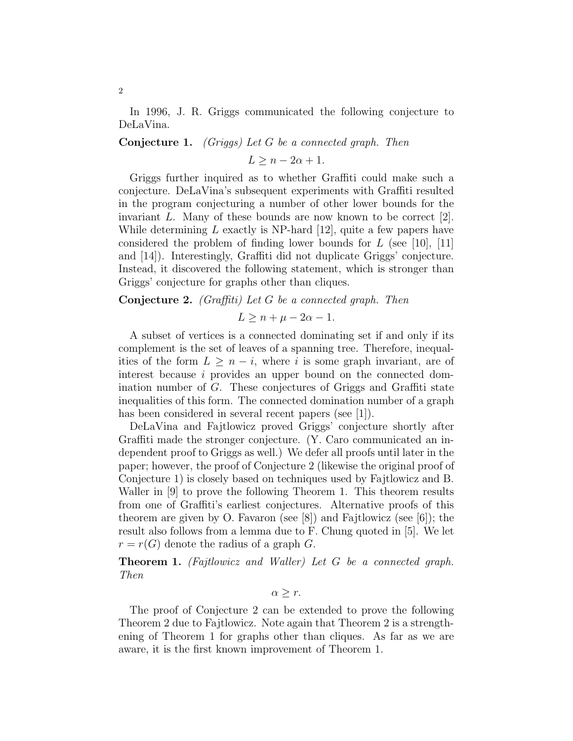In 1996, J. R. Griggs communicated the following conjecture to DeLaVina.

**Conjecture 1.** *(Griggs) Let $G$ be a connected graph. Then*

$$L \geq n - 2\alpha + 1.$$

Griggs further inquired as to whether Graffiti could make such a conjecture. DeLaVina's subsequent experiments with Graffiti resulted in the program conjecturing a number of other lower bounds for the invariant $L$. Many of these bounds are now known to be correct [2]. While determining $L$ exactly is NP-hard [12], quite a few papers have considered the problem of finding lower bounds for $L$ (see [10], [11] and [14]). Interestingly, Graffiti did not duplicate Griggs' conjecture. Instead, it discovered the following statement, which is stronger than Griggs' conjecture for graphs other than cliques.

**Conjecture 2.** *(Graffiti) Let $G$ be a connected graph. Then*

$$L \geq n + \mu - 2\alpha - 1.$$

A subset of vertices is a connected dominating set if and only if its complement is the set of leaves of a spanning tree. Therefore, inequalities of the form $L \geq n - i$, where $i$ is some graph invariant, are of interest because $i$ provides an upper bound on the connected domination number of $G$. These conjectures of Griggs and Graffiti state inequalities of this form. The connected domination number of a graph has been considered in several recent papers (see [1]).

DeLaVina and Fajtlowicz proved Griggs' conjecture shortly after Graffiti made the stronger conjecture. (Y. Caro communicated an independent proof to Griggs as well.) We defer all proofs until later in the paper; however, the proof of Conjecture 2 (likewise the original proof of Conjecture 1) is closely based on techniques used by Fajtlowicz and B. Waller in [9] to prove the following Theorem 1. This theorem results from one of Graffiti's earliest conjectures. Alternative proofs of this theorem are given by O. Favaron (see [8]) and Fajtlowicz (see [6]); the result also follows from a lemma due to F. Chung quoted in [5]. We let $r = r(G)$ denote the radius of a graph $G$.

**Theorem 1.** *(Fajtlowicz and Waller) Let $G$ be a connected graph. Then*

$$\alpha \geq r.$$

The proof of Conjecture 2 can be extended to prove the following Theorem 2 due to Fajtlowicz. Note again that Theorem 2 is a strengthening of Theorem 1 for graphs other than cliques. As far as we are aware, it is the first known improvement of Theorem 1.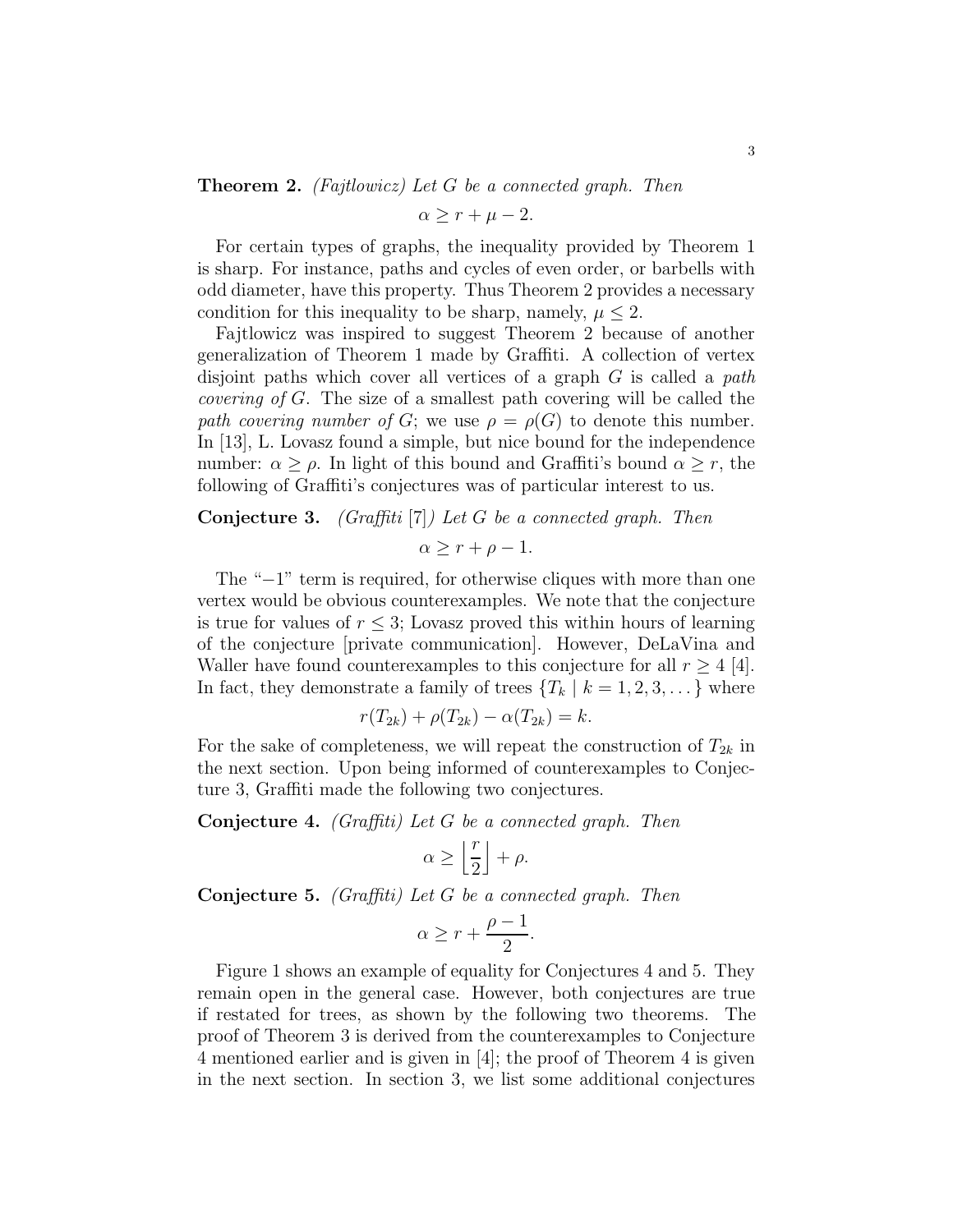**Theorem 2.** *(Fajtlowicz) Let $G$ be a connected graph. Then*

$$\alpha \geq r + \mu - 2.$$

For certain types of graphs, the inequality provided by Theorem 1 is sharp. For instance, paths and cycles of even order, or barbells with odd diameter, have this property. Thus Theorem 2 provides a necessary condition for this inequality to be sharp, namely, $\mu \leq 2$.

Fajtlowicz was inspired to suggest Theorem 2 because of another generalization of Theorem 1 made by Graffiti. A collection of vertex disjoint paths which cover all vertices of a graph $G$ is called a *path covering of $G$*. The size of a smallest path covering will be called the *path covering number of $G$*; we use $\rho = \rho(G)$ to denote this number. In [13], L. Lovasz found a simple, but nice bound for the independence number: $\alpha \geq \rho$. In light of this bound and Graffiti's bound $\alpha \geq r$, the following of Graffiti's conjectures was of particular interest to us.

**Conjecture 3.** *(Graffiti [7]) Let $G$ be a connected graph. Then*

$$\alpha \geq r + \rho - 1.$$

The "$-1$" term is required, for otherwise cliques with more than one vertex would be obvious counterexamples. We note that the conjecture is true for values of $r \leq 3$; Lovasz proved this within hours of learning of the conjecture [private communication]. However, DeLaVina and Waller have found counterexamples to this conjecture for all $r \geq 4$ [4]. In fact, they demonstrate a family of trees $\{T_k \mid k = 1, 2, 3, \dots\}$ where

$$r(T_{2k}) + \rho(T_{2k}) - \alpha(T_{2k}) = k.$$

For the sake of completeness, we will repeat the construction of $T_{2k}$ in the next section. Upon being informed of counterexamples to Conjecture 3, Graffiti made the following two conjectures.

**Conjecture 4.** *(Graffiti) Let $G$ be a connected graph. Then*

$$\alpha \geq \left\lfloor \frac{r}{2} \right\rfloor + \rho.$$

**Conjecture 5.** *(Graffiti) Let $G$ be a connected graph. Then*

$$\alpha \geq r + \frac{\rho - 1}{2}.$$

Figure 1 shows an example of equality for Conjectures 4 and 5. They remain open in the general case. However, both conjectures are true if restated for trees, as shown by the following two theorems. The proof of Theorem 3 is derived from the counterexamples to Conjecture 4 mentioned earlier and is given in [4]; the proof of Theorem 4 is given in the next section. In section 3, we list some additional conjectures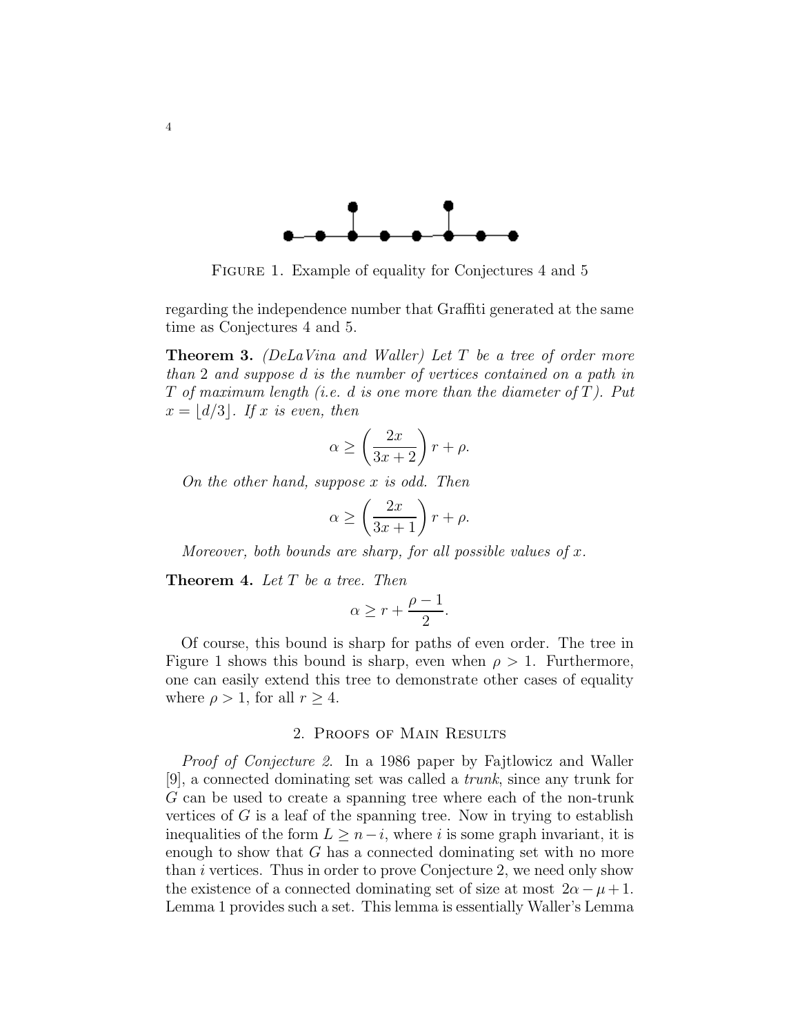Figure 1. Example of equality for Conjectures 4 and 5

regarding the independence number that Graffiti generated at the same time as Conjectures 4 and 5.

**Theorem 3.** *(DeLaVina and Waller) Let $T$ be a tree of order more than 2 and suppose $d$ is the number of vertices contained on a path in $T$ of maximum length (i.e. $d$ is one more than the diameter of $T$). Put $x = \lfloor d/3 \rfloor$. If $x$ is even, then*

$$\alpha \geq \left( \frac{2x}{3x+2} \right) r + \rho.$$

*On the other hand, suppose $x$ is odd. Then*

$$\alpha \geq \left( \frac{2x}{3x+1} \right) r + \rho.$$

*Moreover, both bounds are sharp, for all possible values of $x$.*

**Theorem 4.** *Let $T$ be a tree. Then*

$$\alpha \geq r + \frac{\rho - 1}{2}.$$

Of course, this bound is sharp for paths of even order. The tree in Figure 1 shows this bound is sharp, even when $\rho > 1$. Furthermore, one can easily extend this tree to demonstrate other cases of equality where $\rho > 1$, for all $r \geq 4$.

## 2. Proofs of Main Results

*Proof of Conjecture 2.* In a 1986 paper by Fajtlowicz and Waller [9], a connected dominating set was called a *trunk*, since any trunk for $G$ can be used to create a spanning tree where each of the non-trunk vertices of $G$ is a leaf of the spanning tree. Now in trying to establish inequalities of the form $L \geq n - i$, where $i$ is some graph invariant, it is enough to show that $G$ has a connected dominating set with no more than $i$ vertices. Thus in order to prove Conjecture 2, we need only show the existence of a connected dominating set of size at most $2\alpha - \mu + 1$. Lemma 1 provides such a set. This lemma is essentially Waller's Lemma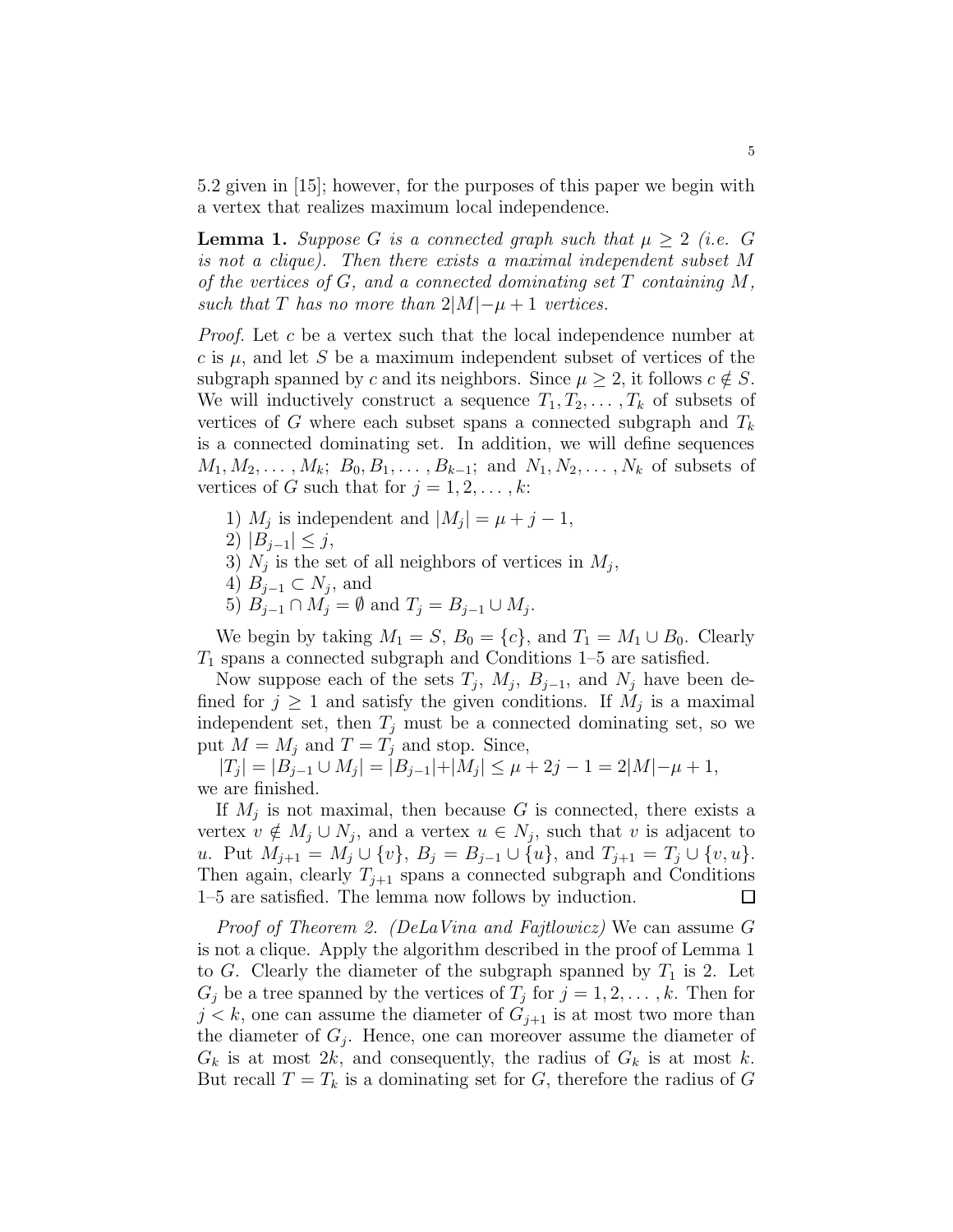5.2 given in [15]; however, for the purposes of this paper we begin with a vertex that realizes maximum local independence.

**Lemma 1.** *Suppose $G$ is a connected graph such that $\mu \geq 2$ (i.e. $G$ is not a clique). Then there exists a maximal independent subset $M$ of the vertices of $G$, and a connected dominating set $T$ containing $M$, such that $T$ has no more than $2|M| - \mu + 1$ vertices.*

*Proof.* Let $c$ be a vertex such that the local independence number at $c$ is $\mu$, and let $S$ be a maximum independent subset of vertices of the subgraph spanned by $c$ and its neighbors. Since $\mu \geq 2$, it follows $c \notin S$. We will inductively construct a sequence $T_1, T_2, \ldots, T_k$ of subsets of vertices of $G$ where each subset spans a connected subgraph and $T_k$ is a connected dominating set. In addition, we will define sequences $M_1, M_2, \ldots, M_k$; $B_0, B_1, \ldots, B_{k-1}$; and $N_1, N_2, \ldots, N_k$ of subsets of vertices of $G$ such that for $j = 1, 2, \ldots, k$:

1) $M_j$ is independent and $|M_j| = \mu + j - 1$,
2) $|B_{j-1}| \leq j$,
3) $N_j$ is the set of all neighbors of vertices in $M_j$,
4) $B_{j-1} \subset N_j$, and
5) $B_{j-1} \cap M_j = \emptyset$ and $T_j = B_{j-1} \cup M_j$.

We begin by taking $M_1 = S$, $B_0 = \{c\}$, and $T_1 = M_1 \cup B_0$. Clearly $T_1$ spans a connected subgraph and Conditions 1–5 are satisfied.

Now suppose each of the sets $T_j$, $M_j$, $B_{j-1}$, and $N_j$ have been defined for $j \geq 1$ and satisfy the given conditions. If $M_j$ is a maximal independent set, then $T_j$ must be a connected dominating set, so we put $M = M_j$ and $T = T_j$ and stop. Since,

$|T_j| = |B_{j-1} \cup M_j| = |B_{j-1}| + |M_j| \leq \mu + 2j - 1 = 2|M| - \mu + 1,$

we are finished.

If $M_j$ is not maximal, then because $G$ is connected, there exists a vertex $v \notin M_j \cup N_j$, and a vertex $u \in N_j$, such that $v$ is adjacent to $u$. Put $M_{j+1} = M_j \cup \{v\}$, $B_j = B_{j-1} \cup \{u\}$, and $T_{j+1} = T_j \cup \{v, u\}$. Then again, clearly $T_{j+1}$ spans a connected subgraph and Conditions 1–5 are satisfied. The lemma now follows by induction. $\square$

*Proof of Theorem 2. (DeLaVina and Fajtlowicz)* We can assume $G$ is not a clique. Apply the algorithm described in the proof of Lemma 1 to $G$. Clearly the diameter of the subgraph spanned by $T_1$ is 2. Let $G_j$ be a tree spanned by the vertices of $T_j$ for $j = 1, 2, \ldots, k$. Then for $j < k$, one can assume the diameter of $G_{j+1}$ is at most two more than the diameter of $G_j$. Hence, one can moreover assume the diameter of $G_k$ is at most $2k$, and consequently, the radius of $G_k$ is at most $k$. But recall $T = T_k$ is a dominating set for $G$, therefore the radius of $G$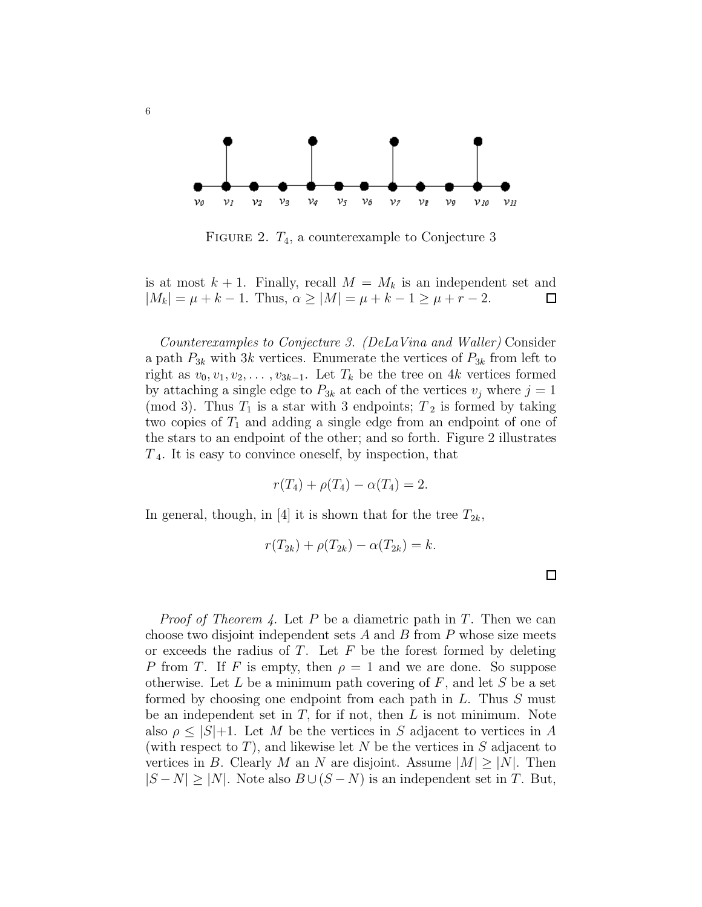FIGURE 2. $T_4$, a counterexample to Conjecture 3

is at most $k+1$. Finally, recall $M = M_k$ is an independent set and $|M_k| = \mu + k - 1$. Thus, $\alpha \geq |M| = \mu + k - 1 \geq \mu + r - 2$. □

*Counterexamples to Conjecture 3. (DeLaVina and Waller)* Consider a path $P_{3k}$ with $3k$ vertices. Enumerate the vertices of $P_{3k}$ from left to right as $v_0, v_1, v_2, \ldots, v_{3k-1}$. Let $T_k$ be the tree on $4k$ vertices formed by attaching a single edge to $P_{3k}$ at each of the vertices $v_j$ where $j = 1 \pmod 3$. Thus $T_1$ is a star with 3 endpoints; $T_2$ is formed by taking two copies of $T_1$ and adding a single edge from an endpoint of one of the stars to an endpoint of the other; and so forth. Figure 2 illustrates $T_4$. It is easy to convince oneself, by inspection, that

$$r(T_4) + \rho(T_4) - \alpha(T_4) = 2.$$

In general, though, in [4] it is shown that for the tree $T_{2k}$,

$$r(T_{2k}) + \rho(T_{2k}) - \alpha(T_{2k}) = k.$$

□

*Proof of Theorem 4.* Let $P$ be a diametric path in $T$. Then we can choose two disjoint independent sets $A$ and $B$ from $P$ whose size meets or exceeds the radius of $T$. Let $F$ be the forest formed by deleting $P$ from $T$. If $F$ is empty, then $\rho = 1$ and we are done. So suppose otherwise. Let $L$ be a minimum path covering of $F$, and let $S$ be a set formed by choosing one endpoint from each path in $L$. Thus $S$ must be an independent set in $T$, for if not, then $L$ is not minimum. Note also $\rho \leq |S|+1$. Let $M$ be the vertices in $S$ adjacent to vertices in $A$ (with respect to $T$), and likewise let $N$ be the vertices in $S$ adjacent to vertices in $B$. Clearly $M$ an $N$ are disjoint. Assume $|M| \geq |N|$. Then $|S - N| \geq |N|$. Note also $B \cup (S - N)$ is an independent set in $T$. But,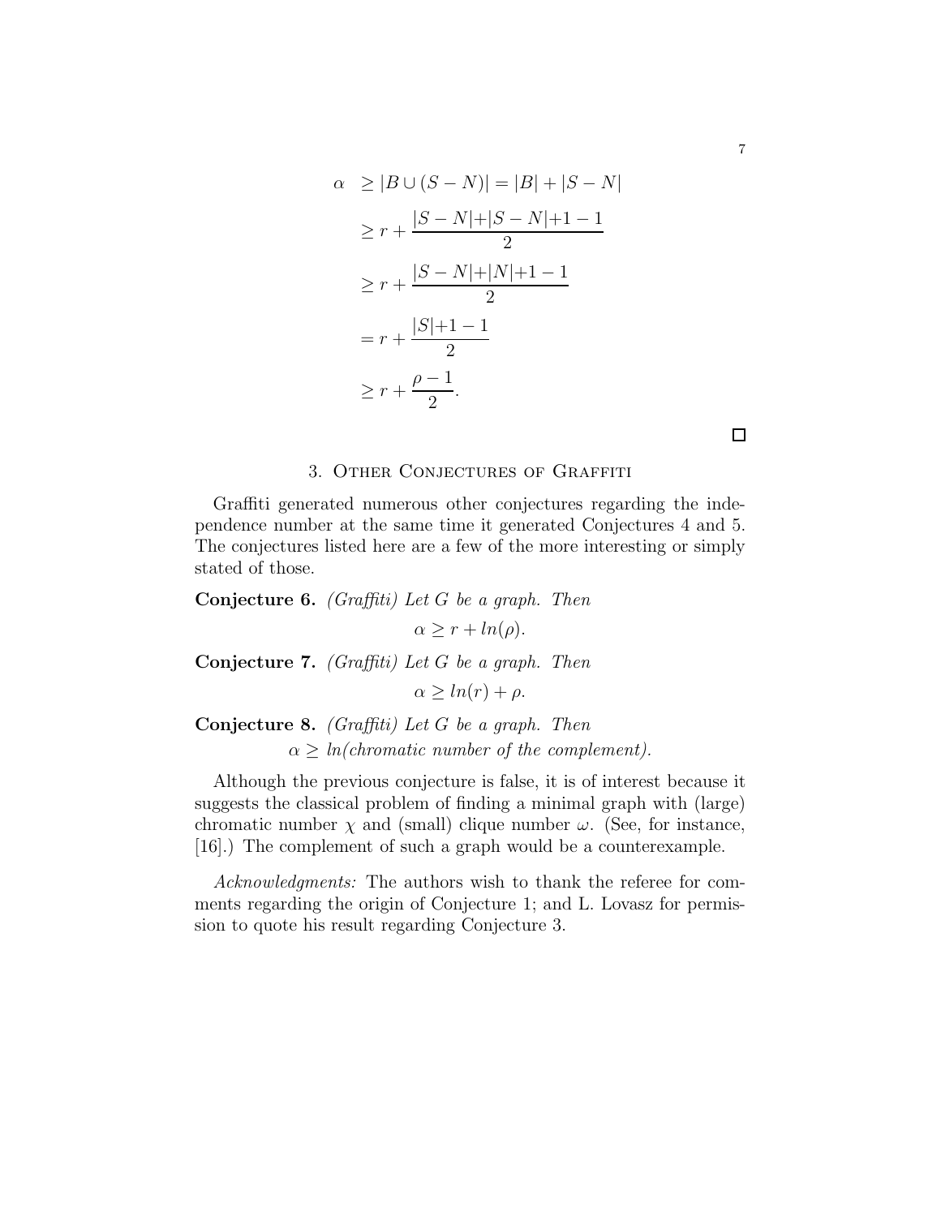$$
\begin{aligned}
\alpha &\geq |B \cup (S-N)| = |B| + |S-N| \\
&\geq r + \frac{|S-N| + |S-N| + 1 - 1}{2} \\
&\geq r + \frac{|S-N| + |N| + 1 - 1}{2} \\
&= r + \frac{|S| + 1 - 1}{2} \\
&\geq r + \frac{\rho - 1}{2}.
\end{aligned}
$$

□

## 3. Other Conjectures of Graffiti

Graffiti generated numerous other conjectures regarding the independence number at the same time it generated Conjectures 4 and 5. The conjectures listed here are a few of the more interesting or simply stated of those.

**Conjecture 6.** *(Graffiti) Let $G$ be a graph. Then*

$$\alpha \geq r + ln(\rho).$$

**Conjecture 7.** *(Graffiti) Let $G$ be a graph. Then*

$$\alpha \geq ln(r) + \rho.$$

**Conjecture 8.** *(Graffiti) Let $G$ be a graph. Then*

$$\alpha \geq ln(\text{chromatic number of the complement}).$$

Although the previous conjecture is false, it is of interest because it suggests the classical problem of finding a minimal graph with (large) chromatic number $\chi$ and (small) clique number $\omega$. (See, for instance, [16].) The complement of such a graph would be a counterexample.

*Acknowledgments:* The authors wish to thank the referee for comments regarding the origin of Conjecture 1; and L. Lovasz for permission to quote his result regarding Conjecture 3.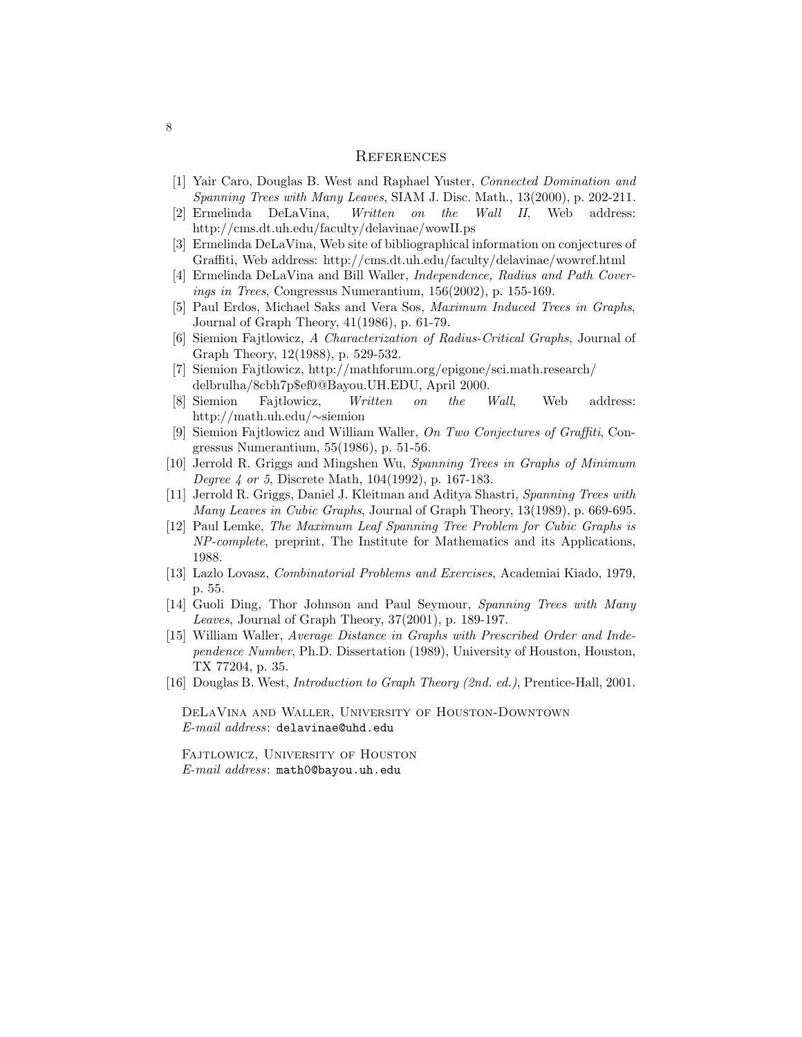## References

[1] Yair Caro, Douglas B. West and Raphael Yuster, *Connected Domination and Spanning Trees with Many Leaves*, SIAM J. Disc. Math., 13(2000), p. 202-211.

[2] Ermelinda DeLaVina, *Written on the Wall II*, Web address: http://cms.dt.uh.edu/faculty/delavinae/wowII.ps

[3] Ermelinda DeLaVina, Web site of bibliographical information on conjectures of Graffiti, Web address: http://cms.dt.uh.edu/faculty/delavinae/wowref.html

[4] Ermelinda DeLaVina and Bill Waller, *Independence, Radius and Path Coverings in Trees*, Congressus Numerantium, 156(2002), p. 155-169.

[5] Paul Erdos, Michael Saks and Vera Sos, *Maximum Induced Trees in Graphs*, Journal of Graph Theory, 41(1986), p. 61-79.

[6] Siemion Fajtlowicz, *A Characterization of Radius-Critical Graphs*, Journal of Graph Theory, 12(1988), p. 529-532.

[7] Siemion Fajtlowicz, http://mathforum.org/epigone/sci.math.research/delbrulha/8cbh7p$ef0@Bayou.UH.EDU, April 2000.

[8] Siemion Fajtlowicz, *Written on the Wall*, Web address: http://math.uh.edu/∼siemion

[9] Siemion Fajtlowicz and William Waller, *On Two Conjectures of Graffiti*, Congressus Numerantium, 55(1986), p. 51-56.

[10] Jerrold R. Griggs and Mingshen Wu, *Spanning Trees in Graphs of Minimum Degree 4 or 5*, Discrete Math, 104(1992), p. 167-183.

[11] Jerrold R. Griggs, Daniel J. Kleitman and Aditya Shastri, *Spanning Trees with Many Leaves in Cubic Graphs*, Journal of Graph Theory, 13(1989), p. 669-695.

[12] Paul Lemke, *The Maximum Leaf Spanning Tree Problem for Cubic Graphs is NP-complete*, preprint, The Institute for Mathematics and its Applications, 1988.

[13] Lazlo Lovasz, *Combinatorial Problems and Exercises*, Academiai Kiado, 1979, p. 55.

[14] Guoli Ding, Thor Johnson and Paul Seymour, *Spanning Trees with Many Leaves*, Journal of Graph Theory, 37(2001), p. 189-197.

[15] William Waller, *Average Distance in Graphs with Prescribed Order and Independence Number*, Ph.D. Dissertation (1989), University of Houston, Houston, TX 77204, p. 35.

[16] Douglas B. West, *Introduction to Graph Theory (2nd. ed.)*, Prentice-Hall, 2001.

DeLaVina and Waller, University of Houston-Downtown
*E-mail address*: delavinae@uhd.edu

Fajtlowicz, University of Houston
*E-mail address*: math0@bayou.uh.edu